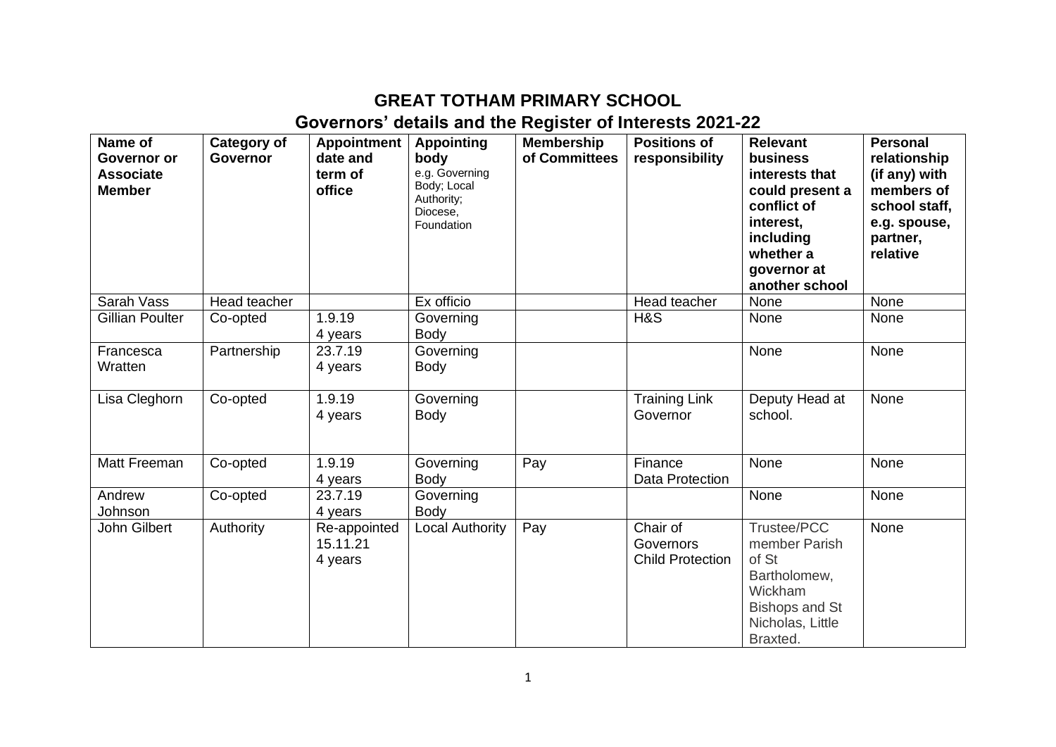# GREAT TOTHAM PRIMARY SCHOOL

## Governors' details and the Register of Interests 2021-22

| Name of Governor or Associate Member | Category of Governor | Appointment date and term of office | Appointing body e.g. Governing Body; Local Authority; Diocese, Foundation | Membership of Committees | Positions of responsibility | Relevant business interests that could present a conflict of interest, including whether a governor at another school | Personal relationship (if any) with members of school staff, e.g. spouse, partner, relative |
|---|---|---|---|---|---|---|---|
| Sarah Vass | Head teacher | | Ex officio | | Head teacher | None | None |
| Gillian Poulter | Co-opted | 1.9.19 4 years | Governing Body | | H&S | None | None |
| Francesca Wratten | Partnership | 23.7.19 4 years | Governing Body | | | None | None |
| Lisa Cleghorn | Co-opted | 1.9.19 4 years | Governing Body | | Training Link Governor | Deputy Head at school. | None |
| Matt Freeman | Co-opted | 1.9.19 4 years | Governing Body | Pay | Finance Data Protection | None | None |
| Andrew Johnson | Co-opted | 23.7.19 4 years | Governing Body | | | None | None |
| John Gilbert | Authority | Re-appointed 15.11.21 4 years | Local Authority | Pay | Chair of Governors Child Protection | Trustee/PCC member Parish of St Bartholomew, Wickham Bishops and St Nicholas, Little Braxted. | None |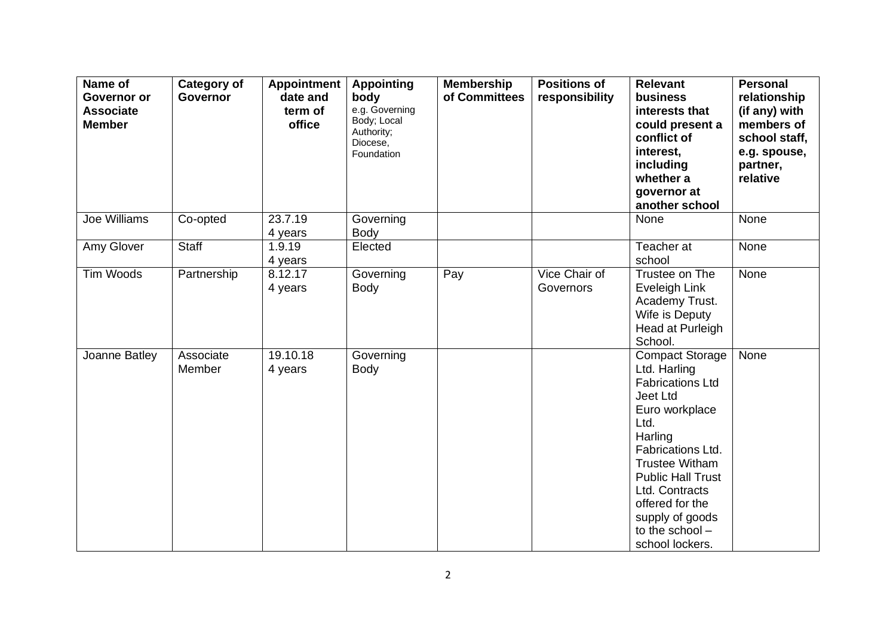| Name of Governor or Associate Member | Category of Governor | Appointment date and term of office | Appointing body e.g. Governing Body; Local Authority; Diocese, Foundation | Membership of Committees | Positions of responsibility | Relevant business interests that could present a conflict of interest, including whether a governor at another school | Personal relationship (if any) with members of school staff, e.g. spouse, partner, relative |
|---|---|---|---|---|---|---|---|
| Joe Williams | Co-opted | 23.7.19 4 years | Governing Body | | | None | None |
| Amy Glover | Staff | 1.9.19 4 years | Elected | | | Teacher at school | None |
| Tim Woods | Partnership | 8.12.17 4 years | Governing Body | Pay | Vice Chair of Governors | Trustee on The Eveleigh Link Academy Trust. Wife is Deputy Head at Purleigh School. | None |
| Joanne Batley | Associate Member | 19.10.18 4 years | Governing Body | | | Compact Storage Ltd. Harling Fabrications Ltd Jeet Ltd Euro workplace Ltd. Harling Fabrications Ltd. Trustee Witham Public Hall Trust Ltd. Contracts offered for the supply of goods to the school – school lockers. | None |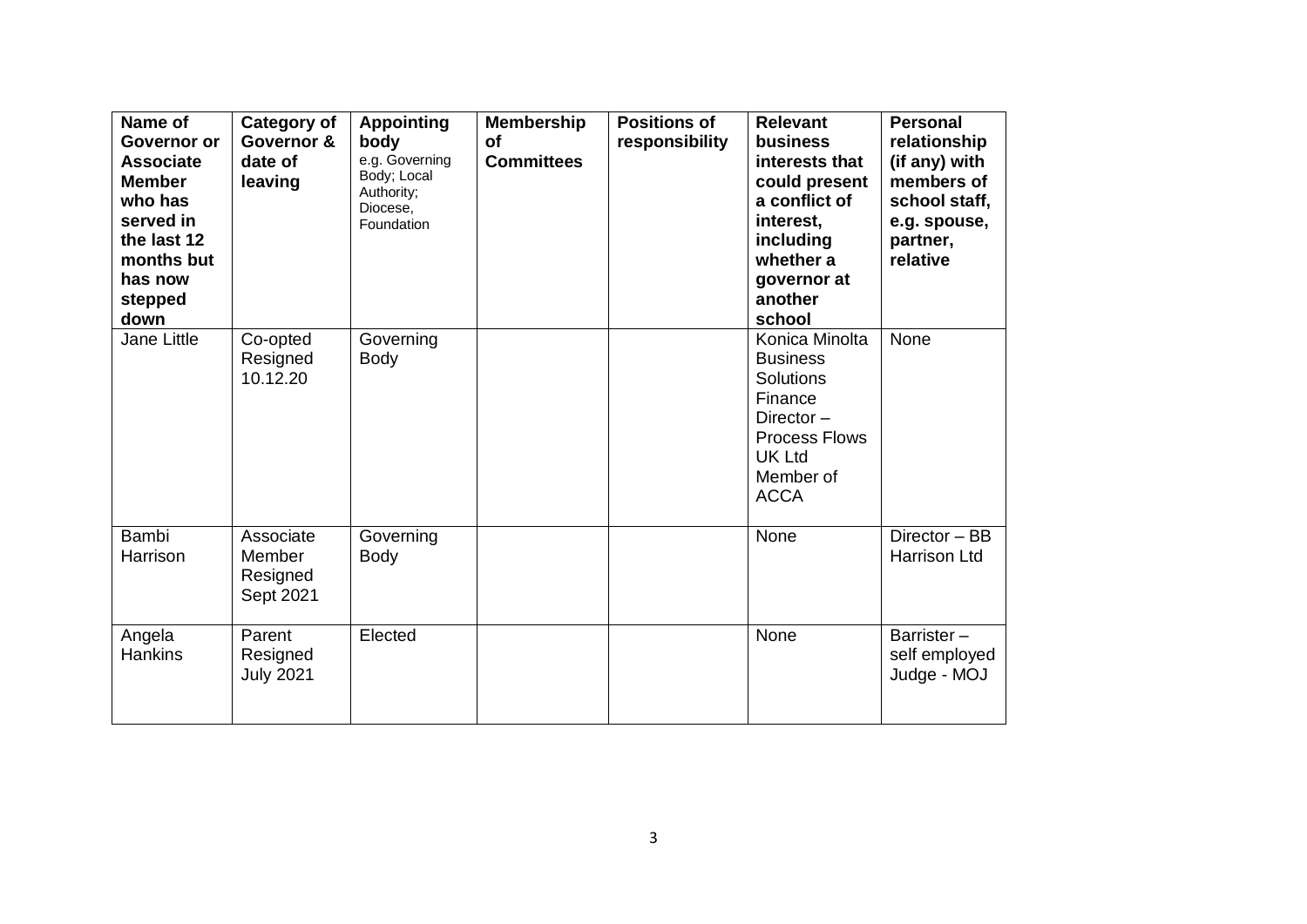| **Name of Governor or Associate Member who has served in the last 12 months but has now stepped down** | **Category of Governor & date of leaving** | **Appointing body** e.g. Governing Body; Local Authority; Diocese, Foundation | **Membership of Committees** | **Positions of responsibility** | **Relevant business interests that could present a conflict of interest, including whether a governor at another school** | **Personal relationship (if any) with members of school staff, e.g. spouse, partner, relative** |
|---|---|---|---|---|---|---|
| Jane Little | Co-opted Resigned 10.12.20 | Governing Body | | | Konica Minolta Business Solutions Finance Director – Process Flows UK Ltd Member of ACCA | None |
| Bambi Harrison | Associate Member Resigned Sept 2021 | Governing Body | | | None | Director – BB Harrison Ltd |
| Angela Hankins | Parent Resigned July 2021 | Elected | | | None | Barrister – self employed Judge - MOJ |